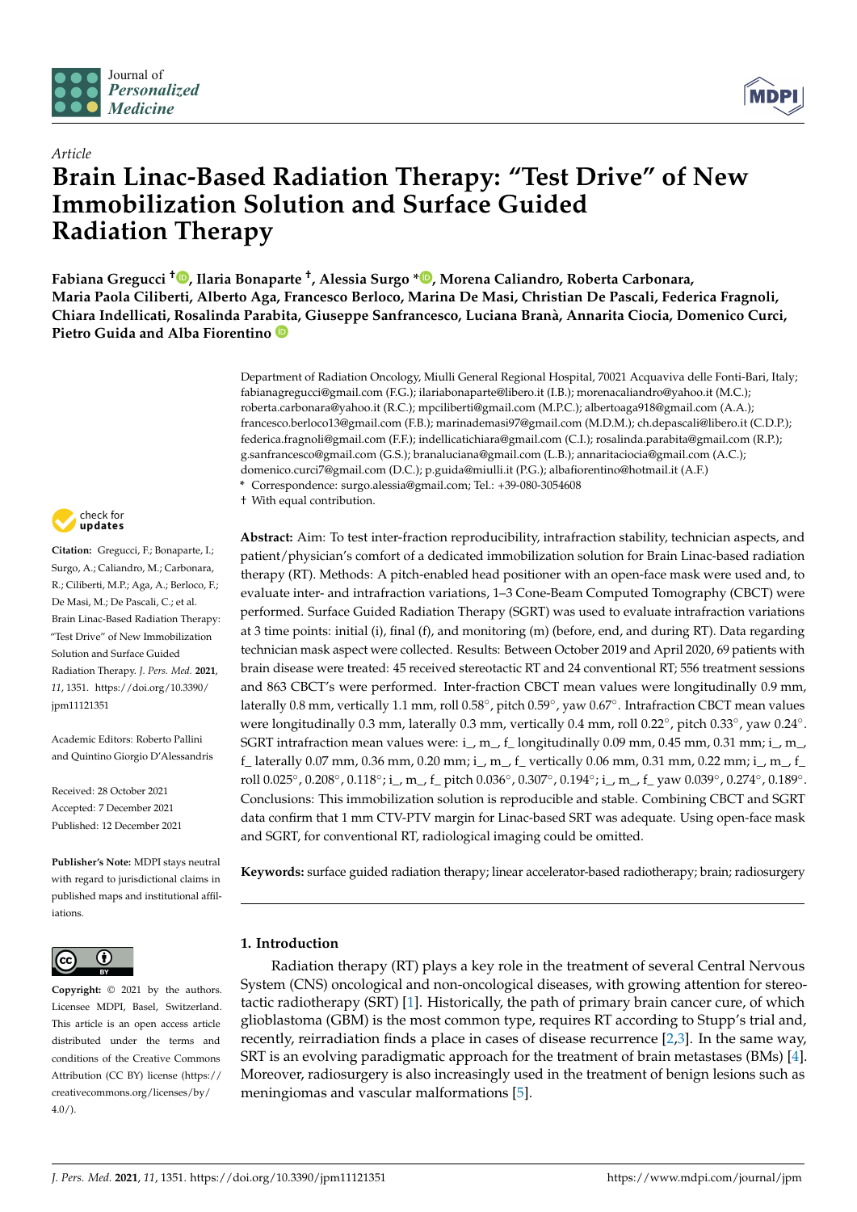*Article*

# Brain Linac-Based Radiation Therapy: "Test Drive" of New Immobilization Solution and Surface Guided Radiation Therapy

**Fabiana Gregucci †, Ilaria Bonaparte †, Alessia Surgo \*, Morena Caliandro, Roberta Carbonara, Maria Paola Ciliberti, Alberto Aga, Francesco Berloco, Marina De Masi, Christian De Pascali, Federica Fragnoli, Chiara Indellicati, Rosalinda Parabita, Giuseppe Sanfrancesco, Luciana Branà, Annarita Ciocia, Domenico Curci, Pietro Guida and Alba Fiorentino**

Department of Radiation Oncology, Miulli General Regional Hospital, 70021 Acquaviva delle Fonti-Bari, Italy; fabianagregucci@gmail.com (F.G.); ilariabonaparte@libero.it (I.B.); morenacaliandro@yahoo.it (M.C.); roberta.carbonara@yahoo.it (R.C.); mpciliberti@gmail.com (M.P.C.); albertoaga918@gmail.com (A.A.); francesco.berloco13@gmail.com (F.B.); marinademasi97@gmail.com (M.D.M.); ch.depascali@libero.it (C.D.P.); federica.fragnoli@gmail.com (F.F.); indellicatichiara@gmail.com (C.I.); rosalinda.parabita@gmail.com (R.P.); g.sanfrancesco@gmail.com (G.S.); branaluciana@gmail.com (L.B.); annaritaciocia@gmail.com (A.C.); domenico.curci7@gmail.com (D.C.); p.guida@miulli.it (P.G.); albafiorentino@hotmail.it (A.F.)

\* Correspondence: surgo.alessia@gmail.com; Tel.: +39-080-3054608

† With equal contribution.

**Citation:** Gregucci, F.; Bonaparte, I.; Surgo, A.; Caliandro, M.; Carbonara, R.; Ciliberti, M.P.; Aga, A.; Berloco, F.; De Masi, M.; De Pascali, C.; et al. Brain Linac-Based Radiation Therapy: "Test Drive" of New Immobilization Solution and Surface Guided Radiation Therapy. *J. Pers. Med.* **2021**, *11*, 1351. https://doi.org/10.3390/jpm11121351

Academic Editors: Roberto Pallini and Quintino Giorgio D'Alessandris

Received: 28 October 2021
Accepted: 7 December 2021
Published: 12 December 2021

**Publisher's Note:** MDPI stays neutral with regard to jurisdictional claims in published maps and institutional affiliations.

**Copyright:** © 2021 by the authors. Licensee MDPI, Basel, Switzerland. This article is an open access article distributed under the terms and conditions of the Creative Commons Attribution (CC BY) license (https://creativecommons.org/licenses/by/4.0/).

**Abstract:** Aim: To test inter-fraction reproducibility, intrafraction stability, technician aspects, and patient/physician's comfort of a dedicated immobilization solution for Brain Linac-based radiation therapy (RT). Methods: A pitch-enabled head positioner with an open-face mask were used and, to evaluate inter- and intrafraction variations, 1–3 Cone-Beam Computed Tomography (CBCT) were performed. Surface Guided Radiation Therapy (SGRT) was used to evaluate intrafraction variations at 3 time points: initial (i), final (f), and monitoring (m) (before, end, and during RT). Data regarding technician mask aspect were collected. Results: Between October 2019 and April 2020, 69 patients with brain disease were treated: 45 received stereotactic RT and 24 conventional RT; 556 treatment sessions and 863 CBCT's were performed. Inter-fraction CBCT mean values were longitudinally 0.9 mm, laterally 0.8 mm, vertically 1.1 mm, roll 0.58°, pitch 0.59°, yaw 0.67°. Intrafraction CBCT mean values were longitudinally 0.3 mm, laterally 0.3 mm, vertically 0.4 mm, roll 0.22°, pitch 0.33°, yaw 0.24°. SGRT intrafraction mean values were: i_, m_, f_ longitudinally 0.09 mm, 0.45 mm, 0.31 mm; i_, m_, f_ laterally 0.07 mm, 0.36 mm, 0.20 mm; i_, m_, f_ vertically 0.06 mm, 0.31 mm, 0.22 mm; i_, m_, f_ roll 0.025°, 0.208°, 0.118°; i_, m_, f_ pitch 0.036°, 0.307°, 0.194°; i_, m_, f_ yaw 0.039°, 0.274°, 0.189°. Conclusions: This immobilization solution is reproducible and stable. Combining CBCT and SGRT data confirm that 1 mm CTV-PTV margin for Linac-based SRT was adequate. Using open-face mask and SGRT, for conventional RT, radiological imaging could be omitted.

**Keywords:** surface guided radiation therapy; linear accelerator-based radiotherapy; brain; radiosurgery

## 1. Introduction

Radiation therapy (RT) plays a key role in the treatment of several Central Nervous System (CNS) oncological and non-oncological diseases, with growing attention for stereotactic radiotherapy (SRT) [1]. Historically, the path of primary brain cancer cure, of which glioblastoma (GBM) is the most common type, requires RT according to Stupp's trial and, recently, reirradiation finds a place in cases of disease recurrence [2,3]. In the same way, SRT is an evolving paradigmatic approach for the treatment of brain metastases (BMs) [4]. Moreover, radiosurgery is also increasingly used in the treatment of benign lesions such as meningiomas and vascular malformations [5].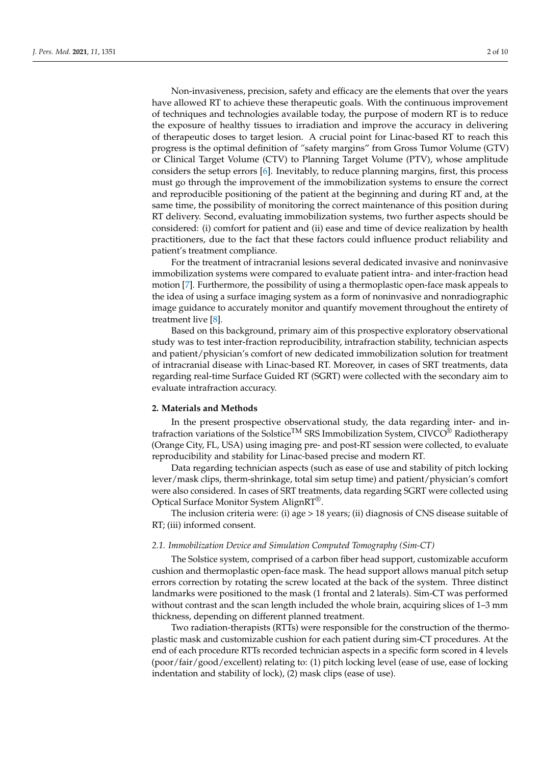Non-invasiveness, precision, safety and efficacy are the elements that over the years have allowed RT to achieve these therapeutic goals. With the continuous improvement of techniques and technologies available today, the purpose of modern RT is to reduce the exposure of healthy tissues to irradiation and improve the accuracy in delivering of therapeutic doses to target lesion. A crucial point for Linac-based RT to reach this progress is the optimal definition of "safety margins" from Gross Tumor Volume (GTV) or Clinical Target Volume (CTV) to Planning Target Volume (PTV), whose amplitude considers the setup errors [6]. Inevitably, to reduce planning margins, first, this process must go through the improvement of the immobilization systems to ensure the correct and reproducible positioning of the patient at the beginning and during RT and, at the same time, the possibility of monitoring the correct maintenance of this position during RT delivery. Second, evaluating immobilization systems, two further aspects should be considered: (i) comfort for patient and (ii) ease and time of device realization by health practitioners, due to the fact that these factors could influence product reliability and patient's treatment compliance.

For the treatment of intracranial lesions several dedicated invasive and noninvasive immobilization systems were compared to evaluate patient intra- and inter-fraction head motion [7]. Furthermore, the possibility of using a thermoplastic open-face mask appeals to the idea of using a surface imaging system as a form of noninvasive and nonradiographic image guidance to accurately monitor and quantify movement throughout the entirety of treatment live [8].

Based on this background, primary aim of this prospective exploratory observational study was to test inter-fraction reproducibility, intrafraction stability, technician aspects and patient/physician's comfort of new dedicated immobilization solution for treatment of intracranial disease with Linac-based RT. Moreover, in cases of SRT treatments, data regarding real-time Surface Guided RT (SGRT) were collected with the secondary aim to evaluate intrafraction accuracy.

## 2. Materials and Methods

In the present prospective observational study, the data regarding inter- and intrafraction variations of the Solstice™ SRS Immobilization System, CIVCO® Radiotherapy (Orange City, FL, USA) using imaging pre- and post-RT session were collected, to evaluate reproducibility and stability for Linac-based precise and modern RT.

Data regarding technician aspects (such as ease of use and stability of pitch locking lever/mask clips, therm-shrinkage, total sim setup time) and patient/physician's comfort were also considered. In cases of SRT treatments, data regarding SGRT were collected using Optical Surface Monitor System AlignRT®.

The inclusion criteria were: (i) age > 18 years; (ii) diagnosis of CNS disease suitable of RT; (iii) informed consent.

### *2.1. Immobilization Device and Simulation Computed Tomography (Sim-CT)*

The Solstice system, comprised of a carbon fiber head support, customizable accuform cushion and thermoplastic open-face mask. The head support allows manual pitch setup errors correction by rotating the screw located at the back of the system. Three distinct landmarks were positioned to the mask (1 frontal and 2 laterals). Sim-CT was performed without contrast and the scan length included the whole brain, acquiring slices of 1–3 mm thickness, depending on different planned treatment.

Two radiation-therapists (RTTs) were responsible for the construction of the thermoplastic mask and customizable cushion for each patient during sim-CT procedures. At the end of each procedure RTTs recorded technician aspects in a specific form scored in 4 levels (poor/fair/good/excellent) relating to: (1) pitch locking level (ease of use, ease of locking indentation and stability of lock), (2) mask clips (ease of use).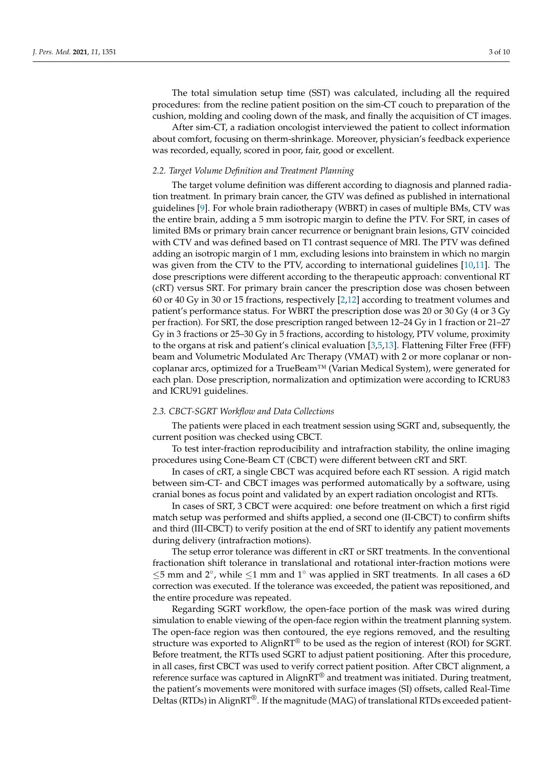The total simulation setup time (SST) was calculated, including all the required procedures: from the recline patient position on the sim-CT couch to preparation of the cushion, molding and cooling down of the mask, and finally the acquisition of CT images.

After sim-CT, a radiation oncologist interviewed the patient to collect information about comfort, focusing on therm-shrinkage. Moreover, physician's feedback experience was recorded, equally, scored in poor, fair, good or excellent.

### 2.2. Target Volume Definition and Treatment Planning

The target volume definition was different according to diagnosis and planned radiation treatment. In primary brain cancer, the GTV was defined as published in international guidelines [9]. For whole brain radiotherapy (WBRT) in cases of multiple BMs, CTV was the entire brain, adding a 5 mm isotropic margin to define the PTV. For SRT, in cases of limited BMs or primary brain cancer recurrence or benignant brain lesions, GTV coincided with CTV and was defined based on T1 contrast sequence of MRI. The PTV was defined adding an isotropic margin of 1 mm, excluding lesions into brainstem in which no margin was given from the CTV to the PTV, according to international guidelines [10,11]. The dose prescriptions were different according to the therapeutic approach: conventional RT (cRT) versus SRT. For primary brain cancer the prescription dose was chosen between 60 or 40 Gy in 30 or 15 fractions, respectively [2,12] according to treatment volumes and patient's performance status. For WBRT the prescription dose was 20 or 30 Gy (4 or 3 Gy per fraction). For SRT, the dose prescription ranged between 12–24 Gy in 1 fraction or 21–27 Gy in 3 fractions or 25–30 Gy in 5 fractions, according to histology, PTV volume, proximity to the organs at risk and patient's clinical evaluation [3,5,13]. Flattening Filter Free (FFF) beam and Volumetric Modulated Arc Therapy (VMAT) with 2 or more coplanar or non-coplanar arcs, optimized for a TrueBeam™ (Varian Medical System), were generated for each plan. Dose prescription, normalization and optimization were according to ICRU83 and ICRU91 guidelines.

### 2.3. CBCT-SGRT Workflow and Data Collections

The patients were placed in each treatment session using SGRT and, subsequently, the current position was checked using CBCT.

To test inter-fraction reproducibility and intrafraction stability, the online imaging procedures using Cone-Beam CT (CBCT) were different between cRT and SRT.

In cases of cRT, a single CBCT was acquired before each RT session. A rigid match between sim-CT- and CBCT images was performed automatically by a software, using cranial bones as focus point and validated by an expert radiation oncologist and RTTs.

In cases of SRT, 3 CBCT were acquired: one before treatment on which a first rigid match setup was performed and shifts applied, a second one (II-CBCT) to confirm shifts and third (III-CBCT) to verify position at the end of SRT to identify any patient movements during delivery (intrafraction motions).

The setup error tolerance was different in cRT or SRT treatments. In the conventional fractionation shift tolerance in translational and rotational inter-fraction motions were $\leq$5 mm and 2°, while $\leq$1 mm and 1° was applied in SRT treatments. In all cases a 6D correction was executed. If the tolerance was exceeded, the patient was repositioned, and the entire procedure was repeated.

Regarding SGRT workflow, the open-face portion of the mask was wired during simulation to enable viewing of the open-face region within the treatment planning system. The open-face region was then contoured, the eye regions removed, and the resulting structure was exported to AlignRT® to be used as the region of interest (ROI) for SGRT. Before treatment, the RTTs used SGRT to adjust patient positioning. After this procedure, in all cases, first CBCT was used to verify correct patient position. After CBCT alignment, a reference surface was captured in AlignRT® and treatment was initiated. During treatment, the patient's movements were monitored with surface images (SI) offsets, called Real-Time Deltas (RTDs) in AlignRT®. If the magnitude (MAG) of translational RTDs exceeded patient-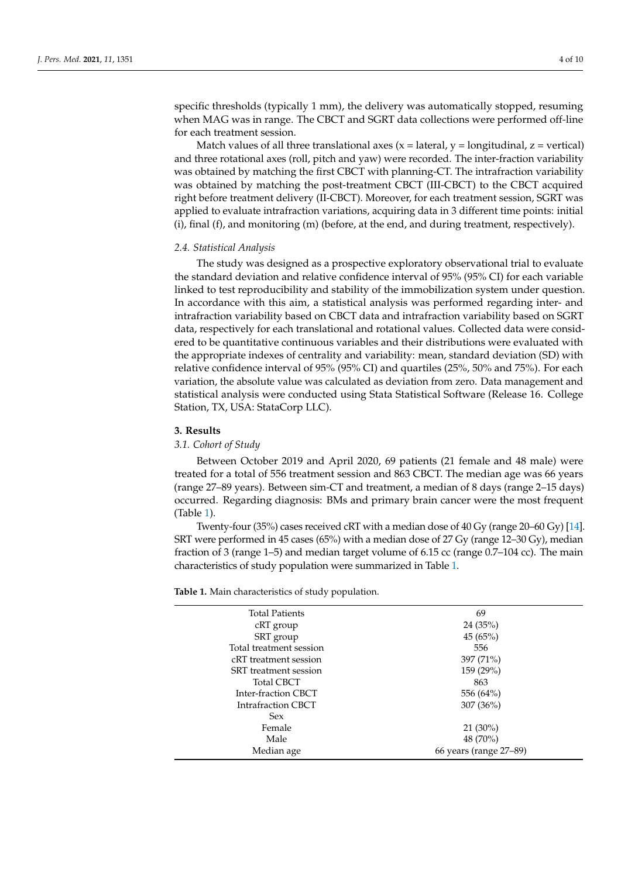specific thresholds (typically 1 mm), the delivery was automatically stopped, resuming when MAG was in range. The CBCT and SGRT data collections were performed off-line for each treatment session.

Match values of all three translational axes (x = lateral, y = longitudinal, z = vertical) and three rotational axes (roll, pitch and yaw) were recorded. The inter-fraction variability was obtained by matching the first CBCT with planning-CT. The intrafraction variability was obtained by matching the post-treatment CBCT (III-CBCT) to the CBCT acquired right before treatment delivery (II-CBCT). Moreover, for each treatment session, SGRT was applied to evaluate intrafraction variations, acquiring data in 3 different time points: initial (i), final (f), and monitoring (m) (before, at the end, and during treatment, respectively).

### 2.4. Statistical Analysis

The study was designed as a prospective exploratory observational trial to evaluate the standard deviation and relative confidence interval of 95% (95% CI) for each variable linked to test reproducibility and stability of the immobilization system under question. In accordance with this aim, a statistical analysis was performed regarding inter- and intrafraction variability based on CBCT data and intrafraction variability based on SGRT data, respectively for each translational and rotational values. Collected data were considered to be quantitative continuous variables and their distributions were evaluated with the appropriate indexes of centrality and variability: mean, standard deviation (SD) with relative confidence interval of 95% (95% CI) and quartiles (25%, 50% and 75%). For each variation, the absolute value was calculated as deviation from zero. Data management and statistical analysis were conducted using Stata Statistical Software (Release 16. College Station, TX, USA: StataCorp LLC).

## 3. Results

### 3.1. Cohort of Study

Between October 2019 and April 2020, 69 patients (21 female and 48 male) were treated for a total of 556 treatment session and 863 CBCT. The median age was 66 years (range 27–89 years). Between sim-CT and treatment, a median of 8 days (range 2–15 days) occurred. Regarding diagnosis: BMs and primary brain cancer were the most frequent (Table 1).

Twenty-four (35%) cases received cRT with a median dose of 40 Gy (range 20–60 Gy) [14]. SRT were performed in 45 cases (65%) with a median dose of 27 Gy (range 12–30 Gy), median fraction of 3 (range 1–5) and median target volume of 6.15 cc (range 0.7–104 cc). The main characteristics of study population were summarized in Table 1.

**Table 1.** Main characteristics of study population.

| | |
|---|---|
| Total Patients | 69 |
| cRT group | 24 (35%) |
| SRT group | 45 (65%) |
| Total treatment session | 556 |
| cRT treatment session | 397 (71%) |
| SRT treatment session | 159 (29%) |
| Total CBCT | 863 |
| Inter-fraction CBCT | 556 (64%) |
| Intrafraction CBCT | 307 (36%) |
| Sex | |
| Female | 21 (30%) |
| Male | 48 (70%) |
| Median age | 66 years (range 27–89) |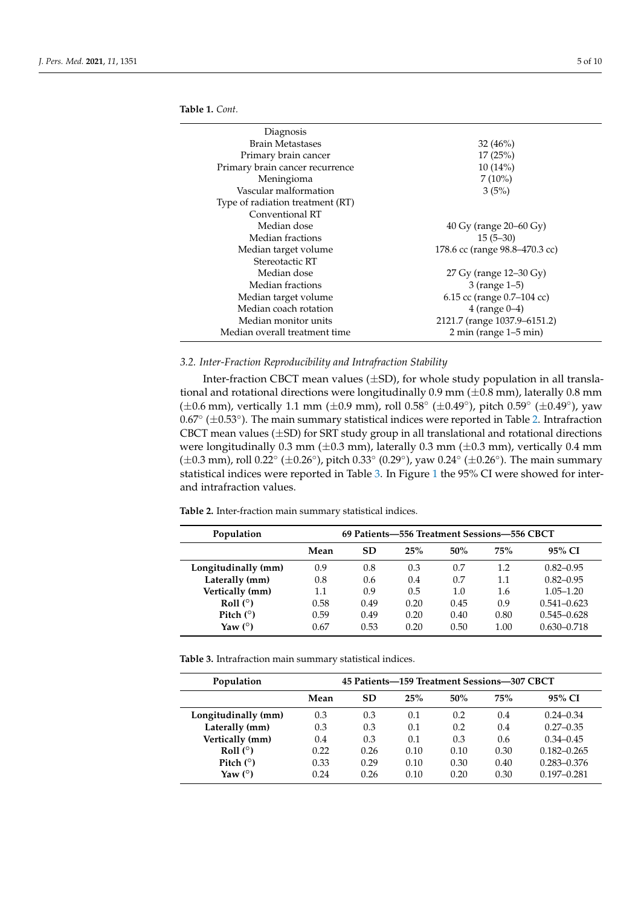**Table 1.** *Cont.*

| | |
|---|---|
| Diagnosis | |
| Brain Metastases | 32 (46%) |
| Primary brain cancer | 17 (25%) |
| Primary brain cancer recurrence | 10 (14%) |
| Meningioma | 7 (10%) |
| Vascular malformation | 3 (5%) |
| Type of radiation treatment (RT) | |
| Conventional RT | |
| Median dose | 40 Gy (range 20–60 Gy) |
| Median fractions | 15 (5–30) |
| Median target volume | 178.6 cc (range 98.8–470.3 cc) |
| Stereotactic RT | |
| Median dose | 27 Gy (range 12–30 Gy) |
| Median fractions | 3 (range 1–5) |
| Median target volume | 6.15 cc (range 0.7–104 cc) |
| Median coach rotation | 4 (range 0–4) |
| Median monitor units | 2121.7 (range 1037.9–6151.2) |
| Median overall treatment time | 2 min (range 1–5 min) |

### *3.2. Inter-Fraction Reproducibility and Intrafraction Stability*

Inter-fraction CBCT mean values (±SD), for whole study population in all translational and rotational directions were longitudinally 0.9 mm (±0.8 mm), laterally 0.8 mm (±0.6 mm), vertically 1.1 mm (±0.9 mm), roll 0.58° (±0.49°), pitch 0.59° (±0.49°), yaw 0.67° (±0.53°). The main summary statistical indices were reported in Table 2. Intrafraction CBCT mean values (±SD) for SRT study group in all translational and rotational directions were longitudinally 0.3 mm (±0.3 mm), laterally 0.3 mm (±0.3 mm), vertically 0.4 mm (±0.3 mm), roll 0.22° (±0.26°), pitch 0.33° (0.29°), yaw 0.24° (±0.26°). The main summary statistical indices were reported in Table 3. In Figure 1 the 95% CI were showed for inter- and intrafraction values.

**Table 2.** Inter-fraction main summary statistical indices.

| **Population** | **69 Patients—556 Treatment Sessions—556 CBCT** | | | | | |
|---|---|---|---|---|---|---|
| | **Mean** | **SD** | **25%** | **50%** | **75%** | **95% CI** |
| **Longitudinally (mm)** | 0.9 | 0.8 | 0.3 | 0.7 | 1.2 | 0.82–0.95 |
| **Laterally (mm)** | 0.8 | 0.6 | 0.4 | 0.7 | 1.1 | 0.82–0.95 |
| **Vertically (mm)** | 1.1 | 0.9 | 0.5 | 1.0 | 1.6 | 1.05–1.20 |
| **Roll (°)** | 0.58 | 0.49 | 0.20 | 0.45 | 0.9 | 0.541–0.623 |
| **Pitch (°)** | 0.59 | 0.49 | 0.20 | 0.40 | 0.80 | 0.545–0.628 |
| **Yaw (°)** | 0.67 | 0.53 | 0.20 | 0.50 | 1.00 | 0.630–0.718 |

**Table 3.** Intrafraction main summary statistical indices.

| **Population** | **45 Patients—159 Treatment Sessions—307 CBCT** | | | | | |
|---|---|---|---|---|---|---|
| | **Mean** | **SD** | **25%** | **50%** | **75%** | **95% CI** |
| **Longitudinally (mm)** | 0.3 | 0.3 | 0.1 | 0.2 | 0.4 | 0.24–0.34 |
| **Laterally (mm)** | 0.3 | 0.3 | 0.1 | 0.2 | 0.4 | 0.27–0.35 |
| **Vertically (mm)** | 0.4 | 0.3 | 0.1 | 0.3 | 0.6 | 0.34–0.45 |
| **Roll (°)** | 0.22 | 0.26 | 0.10 | 0.10 | 0.30 | 0.182–0.265 |
| **Pitch (°)** | 0.33 | 0.29 | 0.10 | 0.30 | 0.40 | 0.283–0.376 |
| **Yaw (°)** | 0.24 | 0.26 | 0.10 | 0.20 | 0.30 | 0.197–0.281 |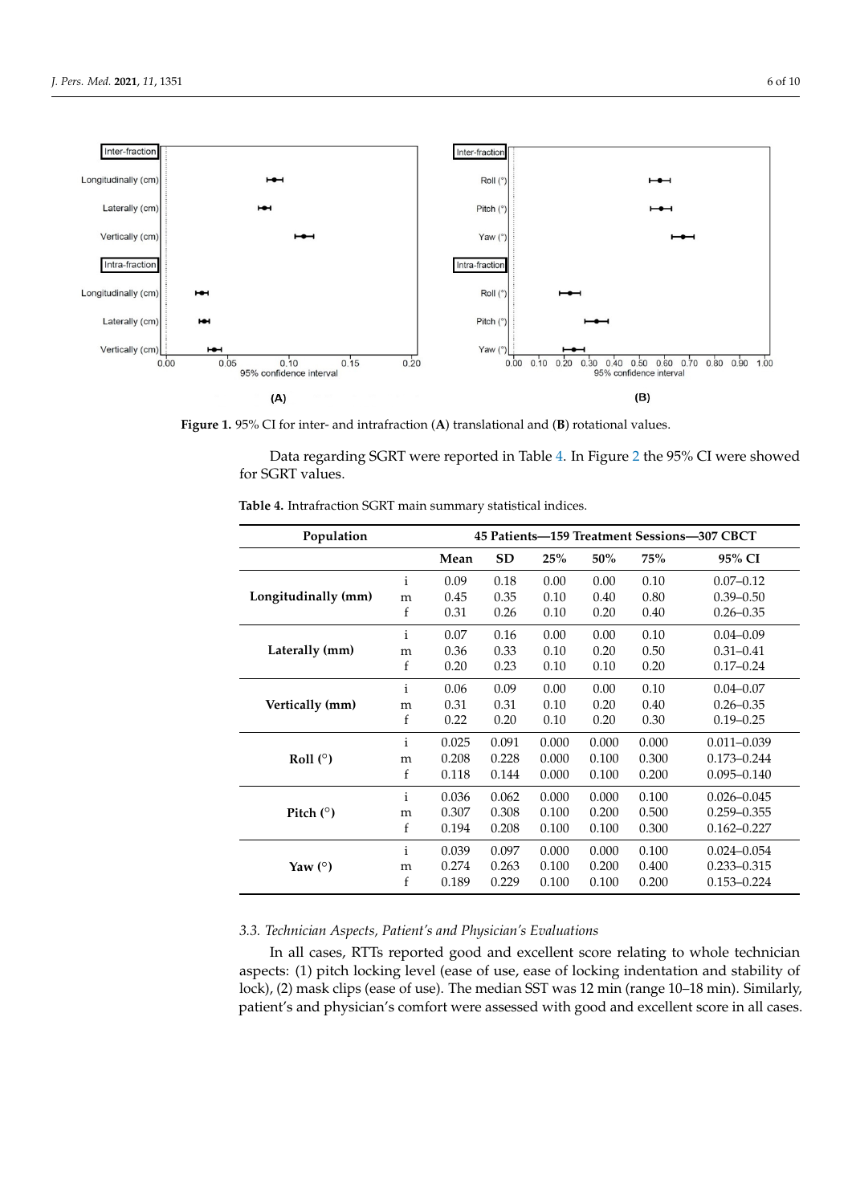**Figure 1.** 95% CI for inter- and intrafraction (**A**) translational and (**B**) rotational values.

Data regarding SGRT were reported in Table 4. In Figure 2 the 95% CI were showed for SGRT values.

**Table 4.** Intrafraction SGRT main summary statistical indices.

| Population | | 45 Patients—159 Treatment Sessions—307 CBCT | | | | | |
|---|---|---|---|---|---|---|---|
| | | **Mean** | **SD** | **25%** | **50%** | **75%** | **95% CI** |
| **Longitudinally (mm)** | i | 0.09 | 0.18 | 0.00 | 0.00 | 0.10 | 0.07–0.12 |
| | m | 0.45 | 0.35 | 0.10 | 0.40 | 0.80 | 0.39–0.50 |
| | f | 0.31 | 0.26 | 0.10 | 0.20 | 0.40 | 0.26–0.35 |
| **Laterally (mm)** | i | 0.07 | 0.16 | 0.00 | 0.00 | 0.10 | 0.04–0.09 |
| | m | 0.36 | 0.33 | 0.10 | 0.20 | 0.50 | 0.31–0.41 |
| | f | 0.20 | 0.23 | 0.10 | 0.10 | 0.20 | 0.17–0.24 |
| **Vertically (mm)** | i | 0.06 | 0.09 | 0.00 | 0.00 | 0.10 | 0.04–0.07 |
| | m | 0.31 | 0.31 | 0.10 | 0.20 | 0.40 | 0.26–0.35 |
| | f | 0.22 | 0.20 | 0.10 | 0.20 | 0.30 | 0.19–0.25 |
| **Roll (°)** | i | 0.025 | 0.091 | 0.000 | 0.000 | 0.000 | 0.011–0.039 |
| | m | 0.208 | 0.228 | 0.000 | 0.100 | 0.300 | 0.173–0.244 |
| | f | 0.118 | 0.144 | 0.000 | 0.100 | 0.200 | 0.095–0.140 |
| **Pitch (°)** | i | 0.036 | 0.062 | 0.000 | 0.000 | 0.100 | 0.026–0.045 |
| | m | 0.307 | 0.308 | 0.100 | 0.200 | 0.500 | 0.259–0.355 |
| | f | 0.194 | 0.208 | 0.100 | 0.100 | 0.300 | 0.162–0.227 |
| **Yaw (°)** | i | 0.039 | 0.097 | 0.000 | 0.000 | 0.100 | 0.024–0.054 |
| | m | 0.274 | 0.263 | 0.100 | 0.200 | 0.400 | 0.233–0.315 |
| | f | 0.189 | 0.229 | 0.100 | 0.100 | 0.200 | 0.153–0.224 |

### 3.3. Technician Aspects, Patient's and Physician's Evaluations

In all cases, RTTs reported good and excellent score relating to whole technician aspects: (1) pitch locking level (ease of use, ease of locking indentation and stability of lock), (2) mask clips (ease of use). The median SST was 12 min (range 10–18 min). Similarly, patient's and physician's comfort were assessed with good and excellent score in all cases.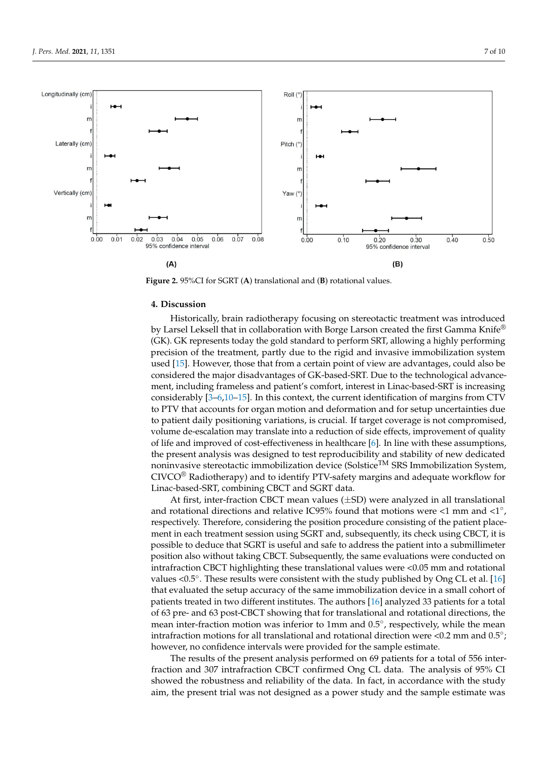Figure 2. 95%CI for SGRT (A) translational and (B) rotational values.

## 4. Discussion

Historically, brain radiotherapy focusing on stereotactic treatment was introduced by Larsel Leksell that in collaboration with Borge Larson created the first Gamma Knife® (GK). GK represents today the gold standard to perform SRT, allowing a highly performing precision of the treatment, partly due to the rigid and invasive immobilization system used [15]. However, those that from a certain point of view are advantages, could also be considered the major disadvantages of GK-based-SRT. Due to the technological advancement, including frameless and patient's comfort, interest in Linac-based-SRT is increasing considerably [3–6,10–15]. In this context, the current identification of margins from CTV to PTV that accounts for organ motion and deformation and for setup uncertainties due to patient daily positioning variations, is crucial. If target coverage is not compromised, volume de-escalation may translate into a reduction of side effects, improvement of quality of life and improved of cost-effectiveness in healthcare [6]. In line with these assumptions, the present analysis was designed to test reproducibility and stability of new dedicated noninvasive stereotactic immobilization device (Solstice™ SRS Immobilization System, CIVCO® Radiotherapy) and to identify PTV-safety margins and adequate workflow for Linac-based-SRT, combining CBCT and SGRT data.

At first, inter-fraction CBCT mean values (±SD) were analyzed in all translational and rotational directions and relative IC95% found that motions were <1 mm and <1°, respectively. Therefore, considering the position procedure consisting of the patient placement in each treatment session using SGRT and, subsequently, its check using CBCT, it is possible to deduce that SGRT is useful and safe to address the patient into a submillimeter position also without taking CBCT. Subsequently, the same evaluations were conducted on intrafraction CBCT highlighting these translational values were <0.05 mm and rotational values <0.5°. These results were consistent with the study published by Ong CL et al. [16] that evaluated the setup accuracy of the same immobilization device in a small cohort of patients treated in two different institutes. The authors [16] analyzed 33 patients for a total of 63 pre- and 63 post-CBCT showing that for translational and rotational directions, the mean inter-fraction motion was inferior to 1mm and 0.5°, respectively, while the mean intrafraction motions for all translational and rotational direction were <0.2 mm and 0.5°; however, no confidence intervals were provided for the sample estimate.

The results of the present analysis performed on 69 patients for a total of 556 inter-fraction and 307 intrafraction CBCT confirmed Ong CL data. The analysis of 95% CI showed the robustness and reliability of the data. In fact, in accordance with the study aim, the present trial was not designed as a power study and the sample estimate was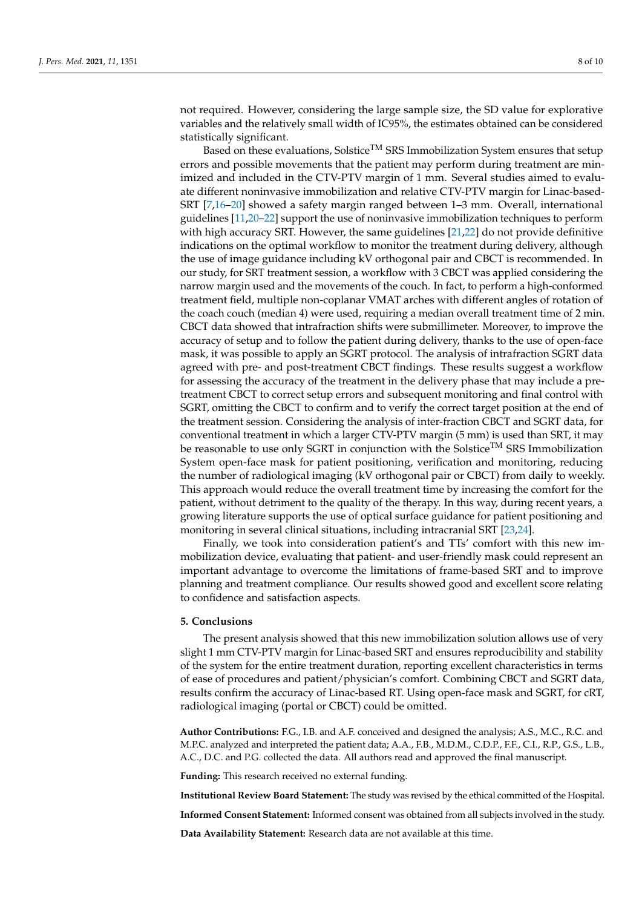not required. However, considering the large sample size, the SD value for explorative variables and the relatively small width of IC95%, the estimates obtained can be considered statistically significant.

Based on these evaluations, Solstice$^{TM}$ SRS Immobilization System ensures that setup errors and possible movements that the patient may perform during treatment are minimized and included in the CTV-PTV margin of 1 mm. Several studies aimed to evaluate different noninvasive immobilization and relative CTV-PTV margin for Linac-based-SRT [7,16–20] showed a safety margin ranged between 1–3 mm. Overall, international guidelines [11,20–22] support the use of noninvasive immobilization techniques to perform with high accuracy SRT. However, the same guidelines [21,22] do not provide definitive indications on the optimal workflow to monitor the treatment during delivery, although the use of image guidance including kV orthogonal pair and CBCT is recommended. In our study, for SRT treatment session, a workflow with 3 CBCT was applied considering the narrow margin used and the movements of the couch. In fact, to perform a high-conformed treatment field, multiple non-coplanar VMAT arches with different angles of rotation of the coach couch (median 4) were used, requiring a median overall treatment time of 2 min. CBCT data showed that intrafraction shifts were submillimeter. Moreover, to improve the accuracy of setup and to follow the patient during delivery, thanks to the use of open-face mask, it was possible to apply an SGRT protocol. The analysis of intrafraction SGRT data agreed with pre- and post-treatment CBCT findings. These results suggest a workflow for assessing the accuracy of the treatment in the delivery phase that may include a pre-treatment CBCT to correct setup errors and subsequent monitoring and final control with SGRT, omitting the CBCT to confirm and to verify the correct target position at the end of the treatment session. Considering the analysis of inter-fraction CBCT and SGRT data, for conventional treatment in which a larger CTV-PTV margin (5 mm) is used than SRT, it may be reasonable to use only SGRT in conjunction with the Solstice$^{TM}$ SRS Immobilization System open-face mask for patient positioning, verification and monitoring, reducing the number of radiological imaging (kV orthogonal pair or CBCT) from daily to weekly. This approach would reduce the overall treatment time by increasing the comfort for the patient, without detriment to the quality of the therapy. In this way, during recent years, a growing literature supports the use of optical surface guidance for patient positioning and monitoring in several clinical situations, including intracranial SRT [23,24].

Finally, we took into consideration patient's and TTs' comfort with this new immobilization device, evaluating that patient- and user-friendly mask could represent an important advantage to overcome the limitations of frame-based SRT and to improve planning and treatment compliance. Our results showed good and excellent score relating to confidence and satisfaction aspects.

## 5. Conclusions

The present analysis showed that this new immobilization solution allows use of very slight 1 mm CTV-PTV margin for Linac-based SRT and ensures reproducibility and stability of the system for the entire treatment duration, reporting excellent characteristics in terms of ease of procedures and patient/physician's comfort. Combining CBCT and SGRT data, results confirm the accuracy of Linac-based RT. Using open-face mask and SGRT, for cRT, radiological imaging (portal or CBCT) could be omitted.

**Author Contributions:** F.G., I.B. and A.F. conceived and designed the analysis; A.S., M.C., R.C. and M.P.C. analyzed and interpreted the patient data; A.A., F.B., M.D.M., C.D.P., F.F., C.I., R.P., G.S., L.B., A.C., D.C. and P.G. collected the data. All authors read and approved the final manuscript.

**Funding:** This research received no external funding.

**Institutional Review Board Statement:** The study was revised by the ethical committed of the Hospital.

**Informed Consent Statement:** Informed consent was obtained from all subjects involved in the study.

**Data Availability Statement:** Research data are not available at this time.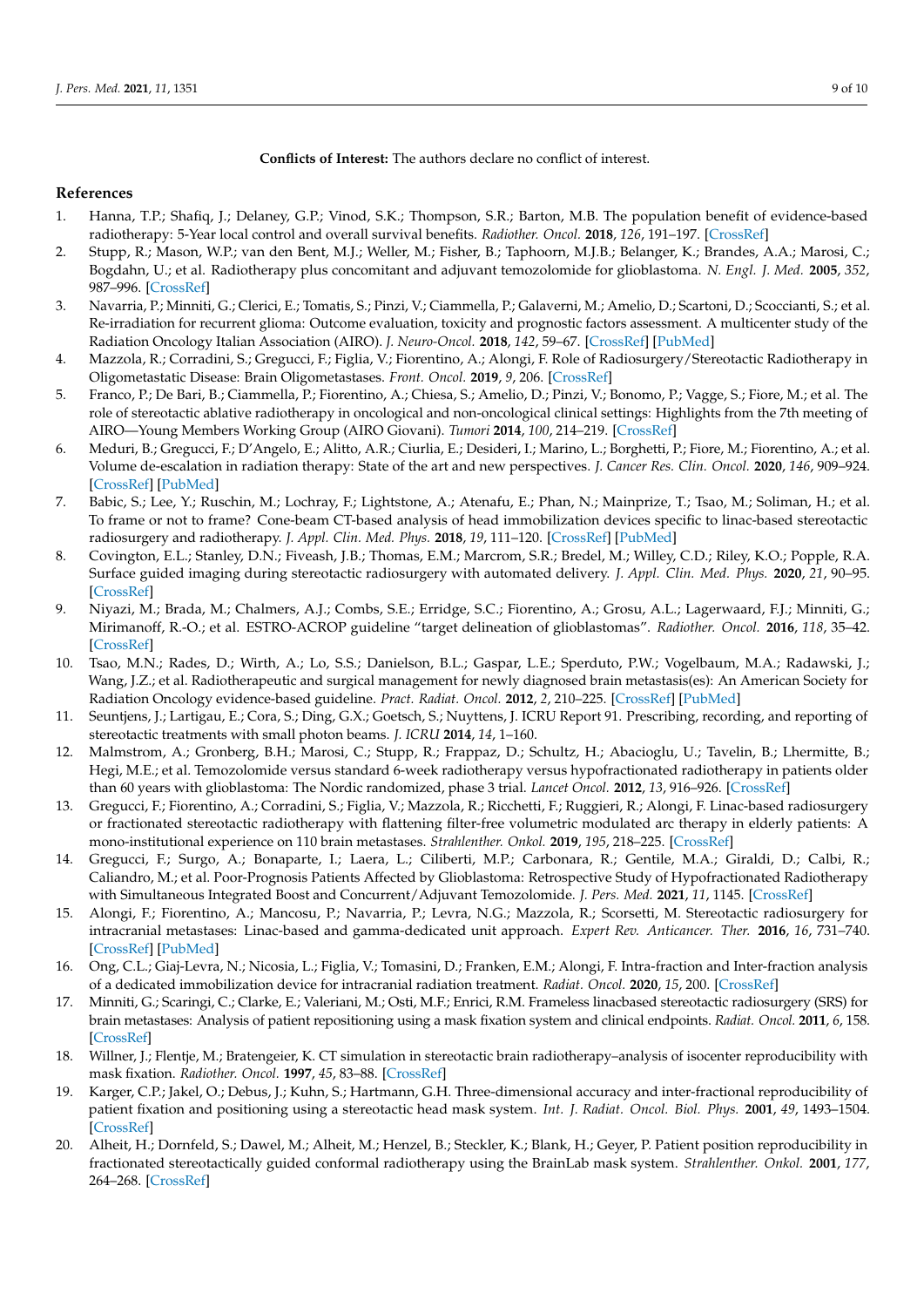**Conflicts of Interest:** The authors declare no conflict of interest.

## References

1. Hanna, T.P.; Shafiq, J.; Delaney, G.P.; Vinod, S.K.; Thompson, S.R.; Barton, M.B. The population benefit of evidence-based radiotherapy: 5-Year local control and overall survival benefits. *Radiother. Oncol.* **2018**, *126*, 191–197. [CrossRef]
2. Stupp, R.; Mason, W.P.; van den Bent, M.J.; Weller, M.; Fisher, B.; Taphoorn, M.J.B.; Belanger, K.; Brandes, A.A.; Marosi, C.; Bogdahn, U.; et al. Radiotherapy plus concomitant and adjuvant temozolomide for glioblastoma. *N. Engl. J. Med.* **2005**, *352*, 987–996. [CrossRef]
3. Navarria, P.; Minniti, G.; Clerici, E.; Tomatis, S.; Pinzi, V.; Ciammella, P.; Galaverni, M.; Amelio, D.; Scartoni, D.; Scoccianti, S.; et al. Re-irradiation for recurrent glioma: Outcome evaluation, toxicity and prognostic factors assessment. A multicenter study of the Radiation Oncology Italian Association (AIRO). *J. Neuro-Oncol.* **2018**, *142*, 59–67. [CrossRef] [PubMed]
4. Mazzola, R.; Corradini, S.; Gregucci, F.; Figlia, V.; Fiorentino, A.; Alongi, F. Role of Radiosurgery/Stereotactic Radiotherapy in Oligometastatic Disease: Brain Oligometastases. *Front. Oncol.* **2019**, *9*, 206. [CrossRef]
5. Franco, P.; De Bari, B.; Ciammella, P.; Fiorentino, A.; Chiesa, S.; Amelio, D.; Pinzi, V.; Bonomo, P.; Vagge, S.; Fiore, M.; et al. The role of stereotactic ablative radiotherapy in oncological and non-oncological clinical settings: Highlights from the 7th meeting of AIRO—Young Members Working Group (AIRO Giovani). *Tumori* **2014**, *100*, 214–219. [CrossRef]
6. Meduri, B.; Gregucci, F.; D'Angelo, E.; Alitto, A.R.; Ciurlia, E.; Desideri, I.; Marino, L.; Borghetti, P.; Fiore, M.; Fiorentino, A.; et al. Volume de-escalation in radiation therapy: State of the art and new perspectives. *J. Cancer Res. Clin. Oncol.* **2020**, *146*, 909–924. [CrossRef] [PubMed]
7. Babic, S.; Lee, Y.; Ruschin, M.; Lochray, F.; Lightstone, A.; Atenafu, E.; Phan, N.; Mainprize, T.; Tsao, M.; Soliman, H.; et al. To frame or not to frame? Cone-beam CT-based analysis of head immobilization devices specific to linac-based stereotactic radiosurgery and radiotherapy. *J. Appl. Clin. Med. Phys.* **2018**, *19*, 111–120. [CrossRef] [PubMed]
8. Covington, E.L.; Stanley, D.N.; Fiveash, J.B.; Thomas, E.M.; Marcrom, S.R.; Bredel, M.; Willey, C.D.; Riley, K.O.; Popple, R.A. Surface guided imaging during stereotactic radiosurgery with automated delivery. *J. Appl. Clin. Med. Phys.* **2020**, *21*, 90–95. [CrossRef]
9. Niyazi, M.; Brada, M.; Chalmers, A.J.; Combs, S.E.; Erridge, S.C.; Fiorentino, A.; Grosu, A.L.; Lagerwaard, F.J.; Minniti, G.; Mirimanoff, R.-O.; et al. ESTRO-ACROP guideline "target delineation of glioblastomas". *Radiother. Oncol.* **2016**, *118*, 35–42. [CrossRef]
10. Tsao, M.N.; Rades, D.; Wirth, A.; Lo, S.S.; Danielson, B.L.; Gaspar, L.E.; Sperduto, P.W.; Vogelbaum, M.A.; Radawski, J.; Wang, J.Z.; et al. Radiotherapeutic and surgical management for newly diagnosed brain metastasis(es): An American Society for Radiation Oncology evidence-based guideline. *Pract. Radiat. Oncol.* **2012**, *2*, 210–225. [CrossRef] [PubMed]
11. Seuntjens, J.; Lartigau, E.; Cora, S.; Ding, G.X.; Goetsch, S.; Nuyttens, J. ICRU Report 91. Prescribing, recording, and reporting of stereotactic treatments with small photon beams. *J. ICRU* **2014**, *14*, 1–160.
12. Malmstrom, A.; Gronberg, B.H.; Marosi, C.; Stupp, R.; Frappaz, D.; Schultz, H.; Abacioglu, U.; Tavelin, B.; Lhermitte, B.; Hegi, M.E.; et al. Temozolomide versus standard 6-week radiotherapy versus hypofractionated radiotherapy in patients older than 60 years with glioblastoma: The Nordic randomized, phase 3 trial. *Lancet Oncol.* **2012**, *13*, 916–926. [CrossRef]
13. Gregucci, F.; Fiorentino, A.; Corradini, S.; Figlia, V.; Mazzola, R.; Ricchetti, F.; Ruggieri, R.; Alongi, F. Linac-based radiosurgery or fractionated stereotactic radiotherapy with flattening filter-free volumetric modulated arc therapy in elderly patients: A mono-institutional experience on 110 brain metastases. *Strahlenther. Onkol.* **2019**, *195*, 218–225. [CrossRef]
14. Gregucci, F.; Surgo, A.; Bonaparte, I.; Laera, L.; Ciliberti, M.P.; Carbonara, R.; Gentile, M.A.; Giraldi, D.; Calbi, R.; Caliandro, M.; et al. Poor-Prognosis Patients Affected by Glioblastoma: Retrospective Study of Hypofractionated Radiotherapy with Simultaneous Integrated Boost and Concurrent/Adjuvant Temozolomide. *J. Pers. Med.* **2021**, *11*, 1145. [CrossRef]
15. Alongi, F.; Fiorentino, A.; Mancosu, P.; Navarria, P.; Levra, N.G.; Mazzola, R.; Scorsetti, M. Stereotactic radiosurgery for intracranial metastases: Linac-based and gamma-dedicated unit approach. *Expert Rev. Anticancer. Ther.* **2016**, *16*, 731–740. [CrossRef] [PubMed]
16. Ong, C.L.; Giaj-Levra, N.; Nicosia, L.; Figlia, V.; Tomasini, D.; Franken, E.M.; Alongi, F. Intra-fraction and Inter-fraction analysis of a dedicated immobilization device for intracranial radiation treatment. *Radiat. Oncol.* **2020**, *15*, 200. [CrossRef]
17. Minniti, G.; Scaringi, C.; Clarke, E.; Valeriani, M.; Osti, M.F.; Enrici, R.M. Frameless linacbased stereotactic radiosurgery (SRS) for brain metastases: Analysis of patient repositioning using a mask fixation system and clinical endpoints. *Radiat. Oncol.* **2011**, *6*, 158. [CrossRef]
18. Willner, J.; Flentje, M.; Bratengeier, K. CT simulation in stereotactic brain radiotherapy–analysis of isocenter reproducibility with mask fixation. *Radiother. Oncol.* **1997**, *45*, 83–88. [CrossRef]
19. Karger, C.P.; Jakel, O.; Debus, J.; Kuhn, S.; Hartmann, G.H. Three-dimensional accuracy and inter-fractional reproducibility of patient fixation and positioning using a stereotactic head mask system. *Int. J. Radiat. Oncol. Biol. Phys.* **2001**, *49*, 1493–1504. [CrossRef]
20. Alheit, H.; Dornfeld, S.; Dawel, M.; Alheit, M.; Henzel, B.; Steckler, K.; Blank, H.; Geyer, P. Patient position reproducibility in fractionated stereotactically guided conformal radiotherapy using the BrainLab mask system. *Strahlenther. Onkol.* **2001**, *177*, 264–268. [CrossRef]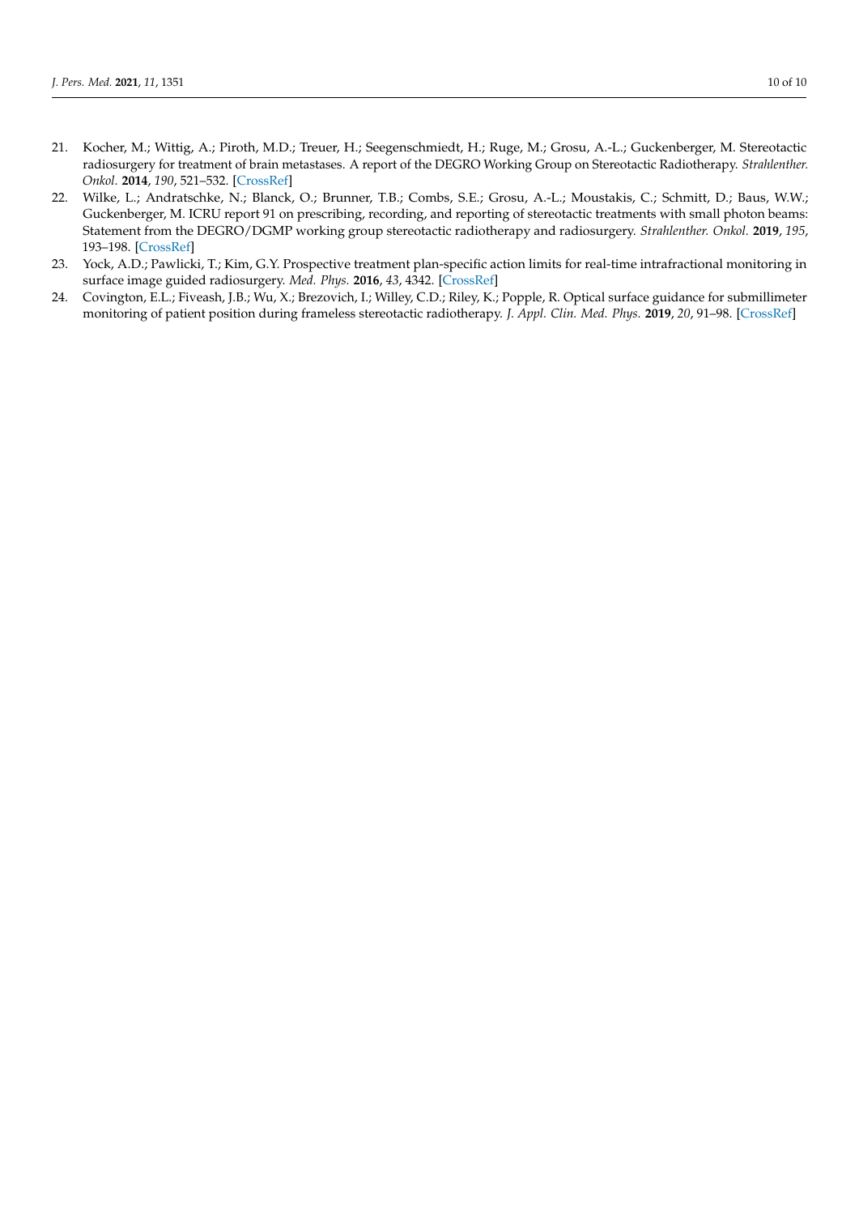21. Kocher, M.; Wittig, A.; Piroth, M.D.; Treuer, H.; Seegenschmiedt, H.; Ruge, M.; Grosu, A.-L.; Guckenberger, M. Stereotactic radiosurgery for treatment of brain metastases. A report of the DEGRO Working Group on Stereotactic Radiotherapy. *Strahlenther. Onkol.* **2014**, *190*, 521–532. [CrossRef]
22. Wilke, L.; Andratschke, N.; Blanck, O.; Brunner, T.B.; Combs, S.E.; Grosu, A.-L.; Moustakis, C.; Schmitt, D.; Baus, W.W.; Guckenberger, M. ICRU report 91 on prescribing, recording, and reporting of stereotactic treatments with small photon beams: Statement from the DEGRO/DGMP working group stereotactic radiotherapy and radiosurgery. *Strahlenther. Onkol.* **2019**, *195*, 193–198. [CrossRef]
23. Yock, A.D.; Pawlicki, T.; Kim, G.Y. Prospective treatment plan-specific action limits for real-time intrafractional monitoring in surface image guided radiosurgery. *Med. Phys.* **2016**, *43*, 4342. [CrossRef]
24. Covington, E.L.; Fiveash, J.B.; Wu, X.; Brezovich, I.; Willey, C.D.; Riley, K.; Popple, R. Optical surface guidance for submillimeter monitoring of patient position during frameless stereotactic radiotherapy. *J. Appl. Clin. Med. Phys.* **2019**, *20*, 91–98. [CrossRef]